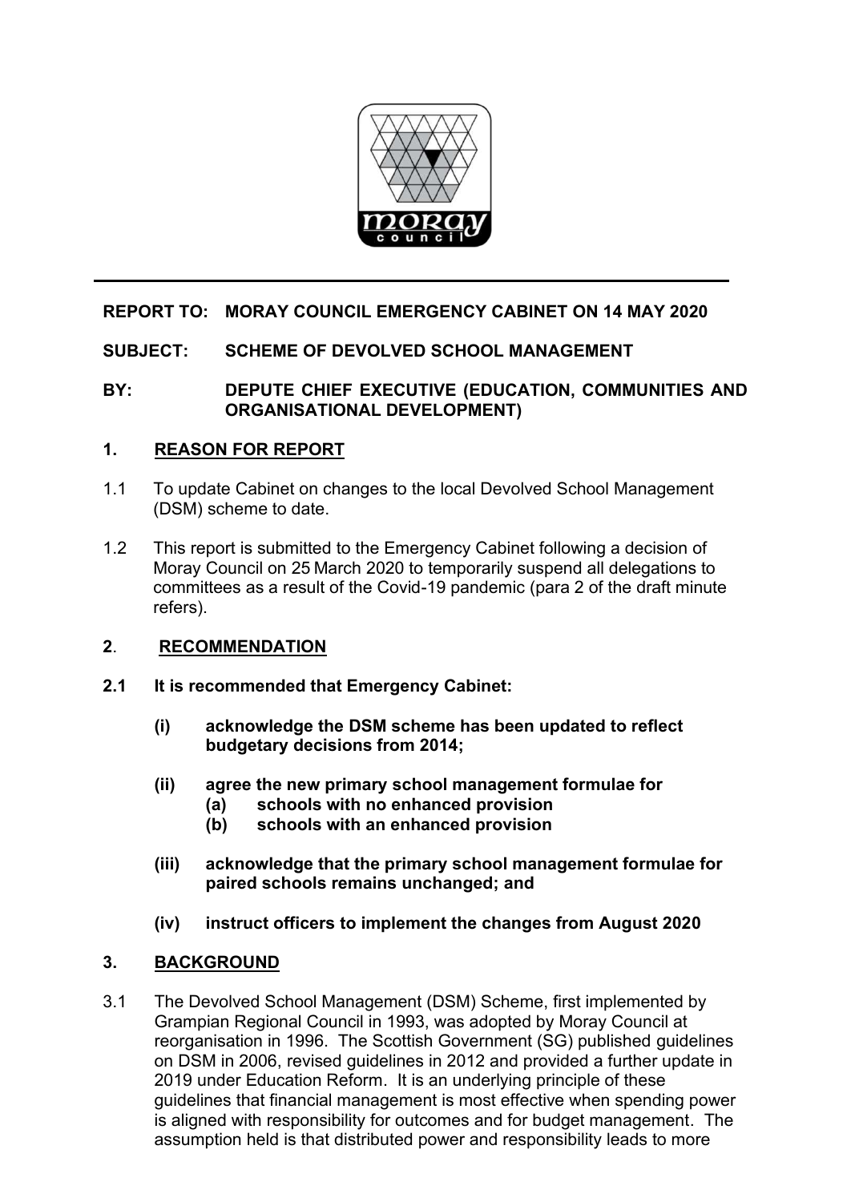**REPORT TO: MORAY COUNCIL EMERGENCY CABINET ON 14 MAY 2020**

**SUBJECT: SCHEME OF DEVOLVED SCHOOL MANAGEMENT**

**BY: DEPUTE CHIEF EXECUTIVE (EDUCATION, COMMUNITIES AND ORGANISATIONAL DEVELOPMENT)**

## 1. REASON FOR REPORT

1.1 To update Cabinet on changes to the local Devolved School Management (DSM) scheme to date.

1.2 This report is submitted to the Emergency Cabinet following a decision of Moray Council on 25 March 2020 to temporarily suspend all delegations to committees as a result of the Covid-19 pandemic (para 2 of the draft minute refers).

## 2. RECOMMENDATION

**2.1 It is recommended that Emergency Cabinet:**

**(i) acknowledge the DSM scheme has been updated to reflect budgetary decisions from 2014;**

**(ii) agree the new primary school management formulae for**
**(a) schools with no enhanced provision**
**(b) schools with an enhanced provision**

**(iii) acknowledge that the primary school management formulae for paired schools remains unchanged; and**

**(iv) instruct officers to implement the changes from August 2020**

## 3. BACKGROUND

3.1 The Devolved School Management (DSM) Scheme, first implemented by Grampian Regional Council in 1993, was adopted by Moray Council at reorganisation in 1996. The Scottish Government (SG) published guidelines on DSM in 2006, revised guidelines in 2012 and provided a further update in 2019 under Education Reform. It is an underlying principle of these guidelines that financial management is most effective when spending power is aligned with responsibility for outcomes and for budget management. The assumption held is that distributed power and responsibility leads to more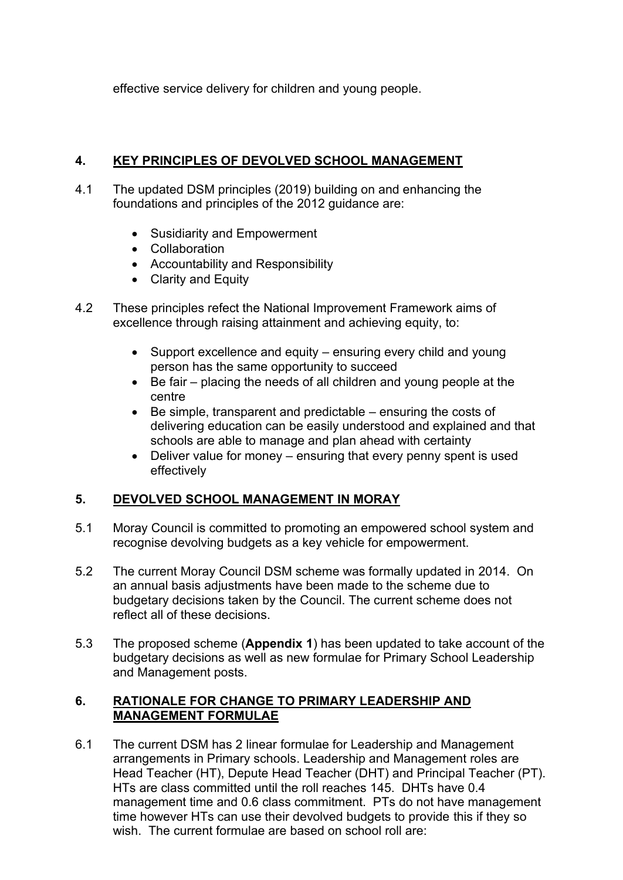effective service delivery for children and young people.

## 4. KEY PRINCIPLES OF DEVOLVED SCHOOL MANAGEMENT

4.1 The updated DSM principles (2019) building on and enhancing the foundations and principles of the 2012 guidance are:

- Susidiarity and Empowerment
- Collaboration
- Accountability and Responsibility
- Clarity and Equity

4.2 These principles refect the National Improvement Framework aims of excellence through raising attainment and achieving equity, to:

- Support excellence and equity – ensuring every child and young person has the same opportunity to succeed
- Be fair – placing the needs of all children and young people at the centre
- Be simple, transparent and predictable – ensuring the costs of delivering education can be easily understood and explained and that schools are able to manage and plan ahead with certainty
- Deliver value for money – ensuring that every penny spent is used effectively

## 5. DEVOLVED SCHOOL MANAGEMENT IN MORAY

5.1 Moray Council is committed to promoting an empowered school system and recognise devolving budgets as a key vehicle for empowerment.

5.2 The current Moray Council DSM scheme was formally updated in 2014. On an annual basis adjustments have been made to the scheme due to budgetary decisions taken by the Council. The current scheme does not reflect all of these decisions.

5.3 The proposed scheme (**Appendix 1**) has been updated to take account of the budgetary decisions as well as new formulae for Primary School Leadership and Management posts.

## 6. RATIONALE FOR CHANGE TO PRIMARY LEADERSHIP AND MANAGEMENT FORMULAE

6.1 The current DSM has 2 linear formulae for Leadership and Management arrangements in Primary schools. Leadership and Management roles are Head Teacher (HT), Depute Head Teacher (DHT) and Principal Teacher (PT). HTs are class committed until the roll reaches 145. DHTs have 0.4 management time and 0.6 class commitment. PTs do not have management time however HTs can use their devolved budgets to provide this if they so wish. The current formulae are based on school roll are: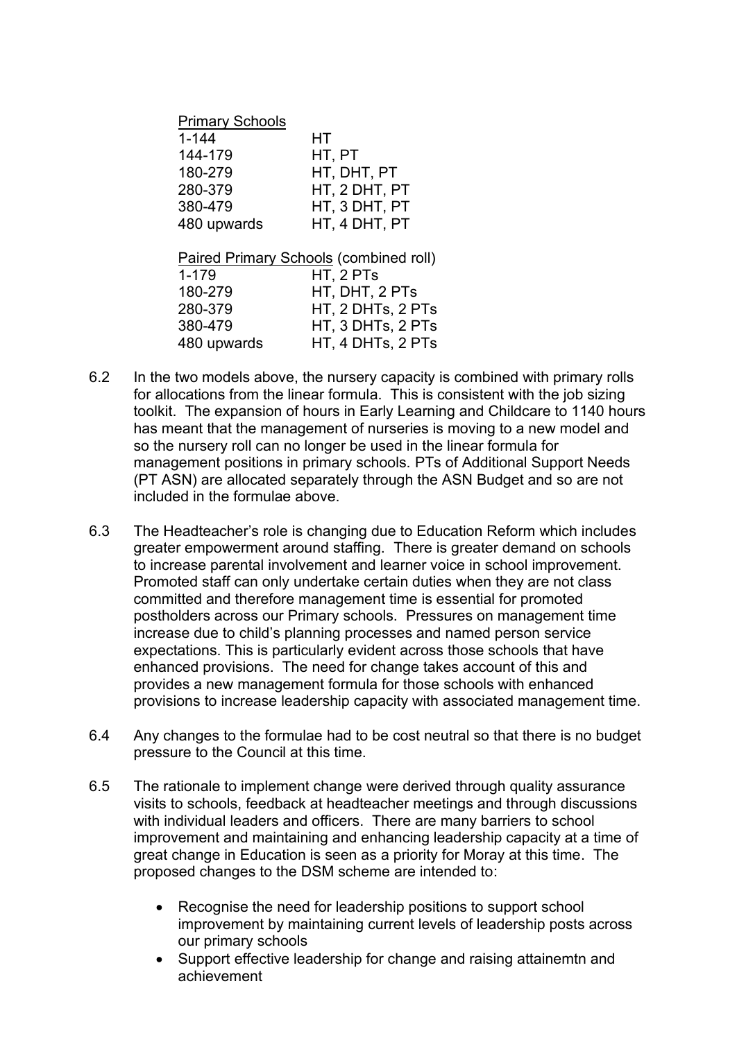Primary Schools

| | |
|---|---|
| 1-144 | HT |
| 144-179 | HT, PT |
| 180-279 | HT, DHT, PT |
| 280-379 | HT, 2 DHT, PT |
| 380-479 | HT, 3 DHT, PT |
| 480 upwards | HT, 4 DHT, PT |

Paired Primary Schools (combined roll)

| | |
|---|---|
| 1-179 | HT, 2 PTs |
| 180-279 | HT, DHT, 2 PTs |
| 280-379 | HT, 2 DHTs, 2 PTs |
| 380-479 | HT, 3 DHTs, 2 PTs |
| 480 upwards | HT, 4 DHTs, 2 PTs |

6.2 In the two models above, the nursery capacity is combined with primary rolls for allocations from the linear formula. This is consistent with the job sizing toolkit. The expansion of hours in Early Learning and Childcare to 1140 hours has meant that the management of nurseries is moving to a new model and so the nursery roll can no longer be used in the linear formula for management positions in primary schools. PTs of Additional Support Needs (PT ASN) are allocated separately through the ASN Budget and so are not included in the formulae above.

6.3 The Headteacher's role is changing due to Education Reform which includes greater empowerment around staffing. There is greater demand on schools to increase parental involvement and learner voice in school improvement. Promoted staff can only undertake certain duties when they are not class committed and therefore management time is essential for promoted postholders across our Primary schools. Pressures on management time increase due to child's planning processes and named person service expectations. This is particularly evident across those schools that have enhanced provisions. The need for change takes account of this and provides a new management formula for those schools with enhanced provisions to increase leadership capacity with associated management time.

6.4 Any changes to the formulae had to be cost neutral so that there is no budget pressure to the Council at this time.

6.5 The rationale to implement change were derived through quality assurance visits to schools, feedback at headteacher meetings and through discussions with individual leaders and officers. There are many barriers to school improvement and maintaining and enhancing leadership capacity at a time of great change in Education is seen as a priority for Moray at this time. The proposed changes to the DSM scheme are intended to:

- Recognise the need for leadership positions to support school improvement by maintaining current levels of leadership posts across our primary schools
- Support effective leadership for change and raising attainemtn and achievement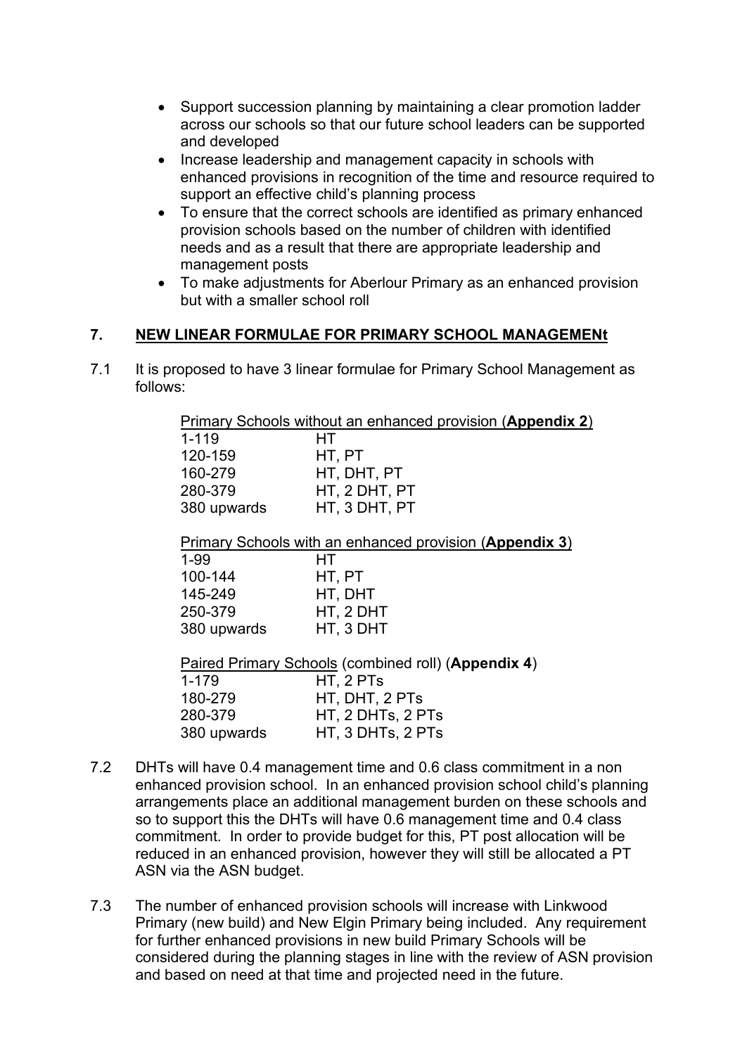- Support succession planning by maintaining a clear promotion ladder across our schools so that our future school leaders can be supported and developed
- Increase leadership and management capacity in schools with enhanced provisions in recognition of the time and resource required to support an effective child's planning process
- To ensure that the correct schools are identified as primary enhanced provision schools based on the number of children with identified needs and as a result that there are appropriate leadership and management posts
- To make adjustments for Aberlour Primary as an enhanced provision but with a smaller school roll

## 7. NEW LINEAR FORMULAE FOR PRIMARY SCHOOL MANAGEMENt

7.1 It is proposed to have 3 linear formulae for Primary School Management as follows:

Primary Schools without an enhanced provision (**Appendix 2**)

| | |
|---|---|
| 1-119 | HT |
| 120-159 | HT, PT |
| 160-279 | HT, DHT, PT |
| 280-379 | HT, 2 DHT, PT |
| 380 upwards | HT, 3 DHT, PT |

Primary Schools with an enhanced provision (**Appendix 3**)

| | |
|---|---|
| 1-99 | HT |
| 100-144 | HT, PT |
| 145-249 | HT, DHT |
| 250-379 | HT, 2 DHT |
| 380 upwards | HT, 3 DHT |

Paired Primary Schools (combined roll) (**Appendix 4**)

| | |
|---|---|
| 1-179 | HT, 2 PTs |
| 180-279 | HT, DHT, 2 PTs |
| 280-379 | HT, 2 DHTs, 2 PTs |
| 380 upwards | HT, 3 DHTs, 2 PTs |

7.2 DHTs will have 0.4 management time and 0.6 class commitment in a non enhanced provision school. In an enhanced provision school child's planning arrangements place an additional management burden on these schools and so to support this the DHTs will have 0.6 management time and 0.4 class commitment. In order to provide budget for this, PT post allocation will be reduced in an enhanced provision, however they will still be allocated a PT ASN via the ASN budget.

7.3 The number of enhanced provision schools will increase with Linkwood Primary (new build) and New Elgin Primary being included. Any requirement for further enhanced provisions in new build Primary Schools will be considered during the planning stages in line with the review of ASN provision and based on need at that time and projected need in the future.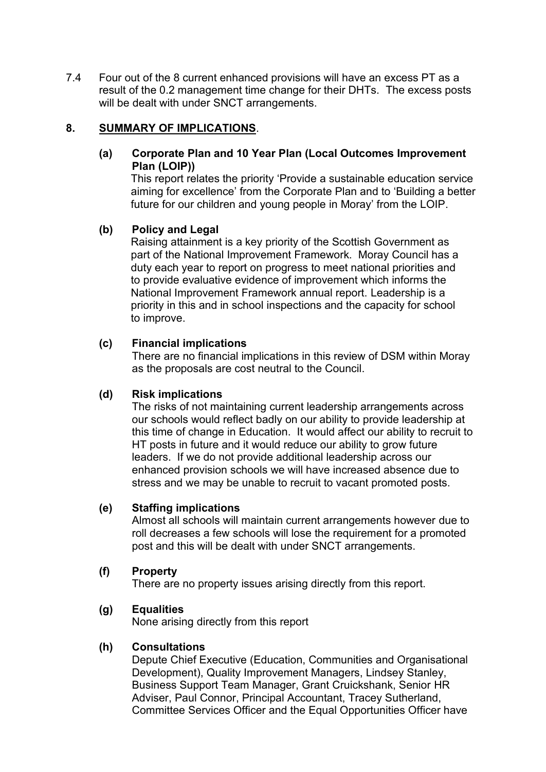7.4 Four out of the 8 current enhanced provisions will have an excess PT as a result of the 0.2 management time change for their DHTs. The excess posts will be dealt with under SNCT arrangements.

## 8. <u>SUMMARY OF IMPLICATIONS</u>.

**(a) Corporate Plan and 10 Year Plan (Local Outcomes Improvement Plan (LOIP))**

This report relates the priority 'Provide a sustainable education service aiming for excellence' from the Corporate Plan and to 'Building a better future for our children and young people in Moray' from the LOIP.

**(b) Policy and Legal**

Raising attainment is a key priority of the Scottish Government as part of the National Improvement Framework. Moray Council has a duty each year to report on progress to meet national priorities and to provide evaluative evidence of improvement which informs the National Improvement Framework annual report. Leadership is a priority in this and in school inspections and the capacity for school to improve.

**(c) Financial implications**

There are no financial implications in this review of DSM within Moray as the proposals are cost neutral to the Council.

**(d) Risk implications**

The risks of not maintaining current leadership arrangements across our schools would reflect badly on our ability to provide leadership at this time of change in Education. It would affect our ability to recruit to HT posts in future and it would reduce our ability to grow future leaders. If we do not provide additional leadership across our enhanced provision schools we will have increased absence due to stress and we may be unable to recruit to vacant promoted posts.

**(e) Staffing implications**

Almost all schools will maintain current arrangements however due to roll decreases a few schools will lose the requirement for a promoted post and this will be dealt with under SNCT arrangements.

**(f) Property**

There are no property issues arising directly from this report.

**(g) Equalities**

None arising directly from this report

**(h) Consultations**

Depute Chief Executive (Education, Communities and Organisational Development), Quality Improvement Managers, Lindsey Stanley, Business Support Team Manager, Grant Cruickshank, Senior HR Adviser, Paul Connor, Principal Accountant, Tracey Sutherland, Committee Services Officer and the Equal Opportunities Officer have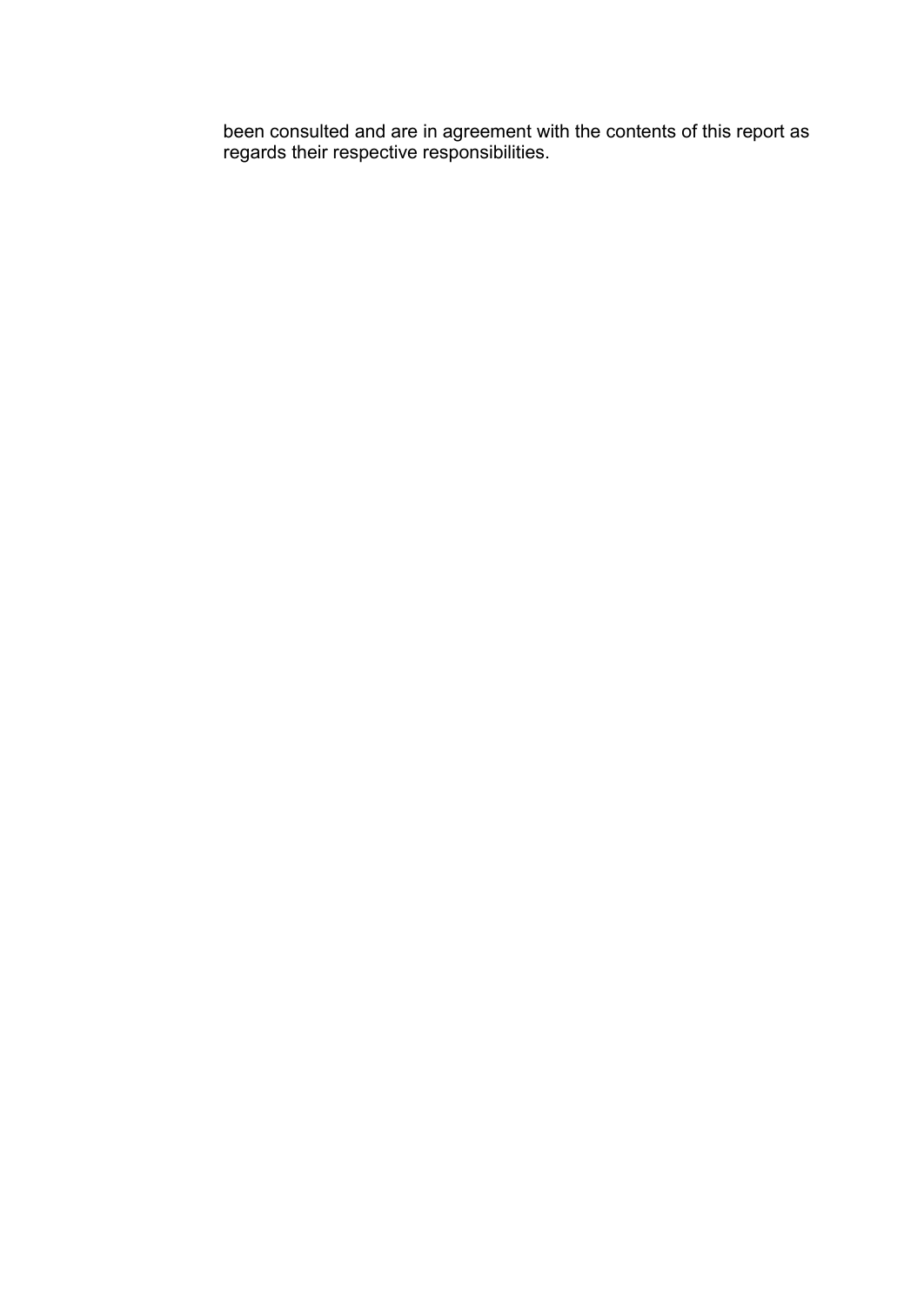been consulted and are in agreement with the contents of this report as regards their respective responsibilities.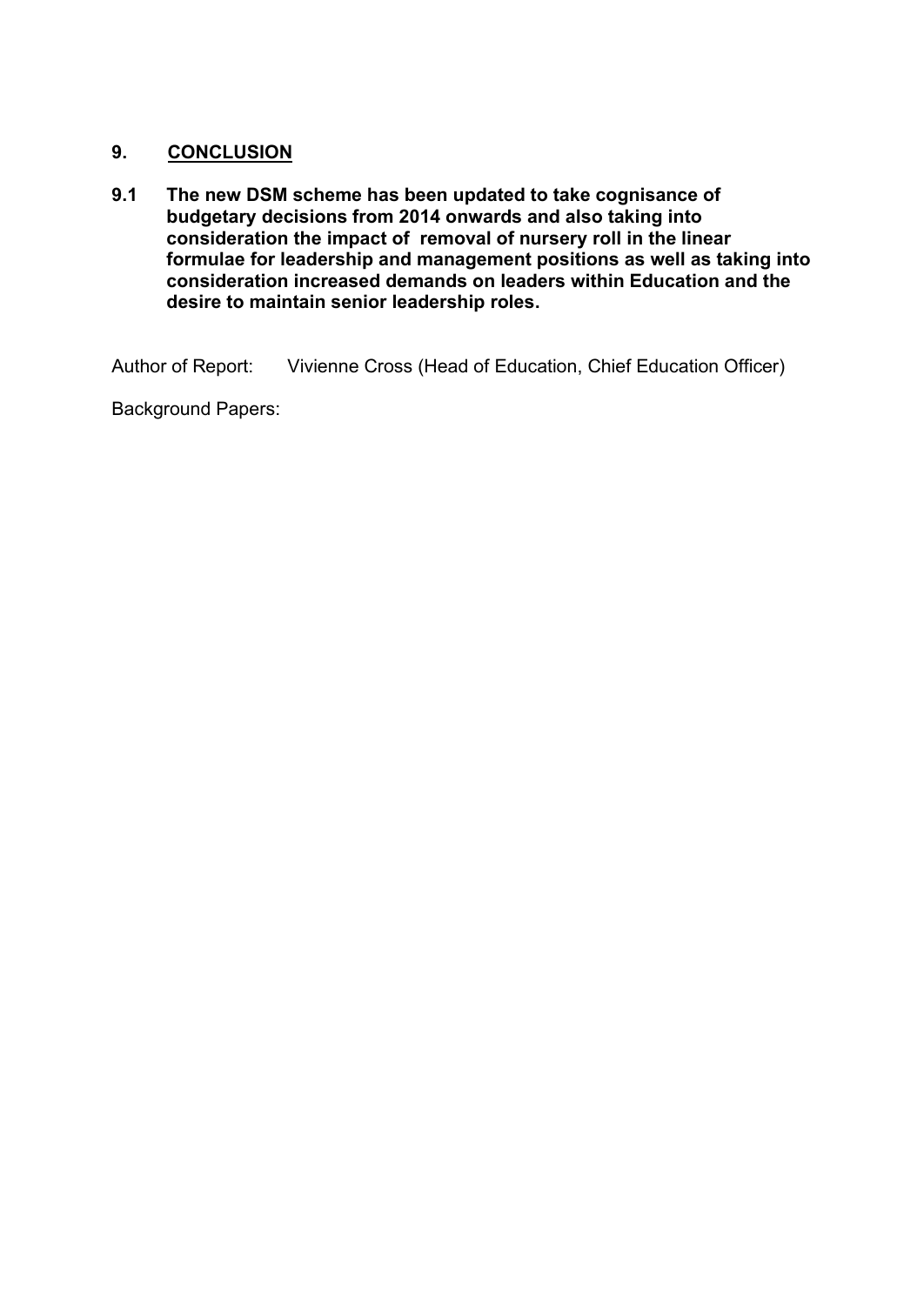## 9. <u>CONCLUSION</u>

**9.1 The new DSM scheme has been updated to take cognisance of budgetary decisions from 2014 onwards and also taking into consideration the impact of removal of nursery roll in the linear formulae for leadership and management positions as well as taking into consideration increased demands on leaders within Education and the desire to maintain senior leadership roles.**

Author of Report: Vivienne Cross (Head of Education, Chief Education Officer)

Background Papers: